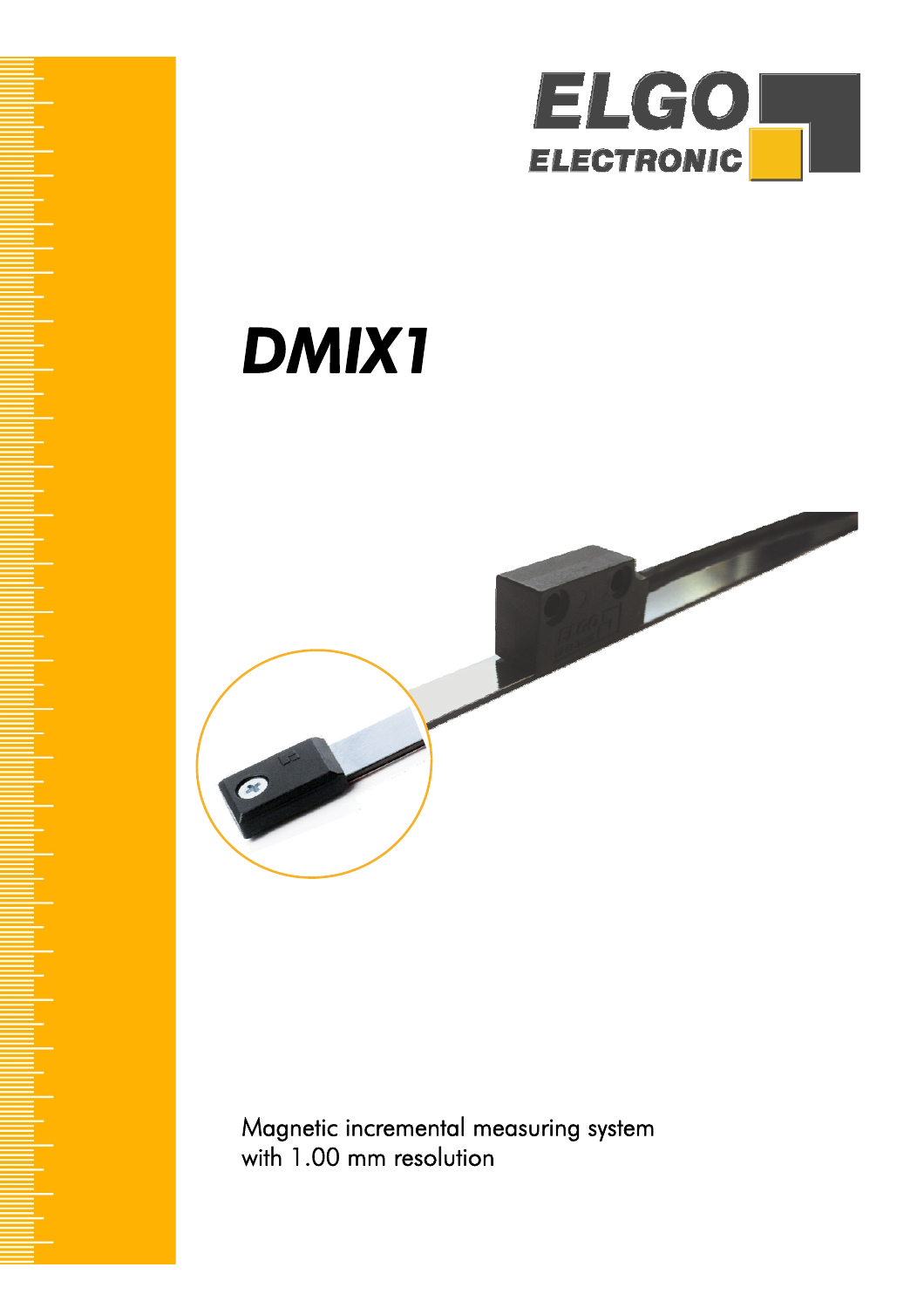ELGO ELECTRONIC

# DMIX1

Magnetic incremental measuring system
with 1.00 mm resolution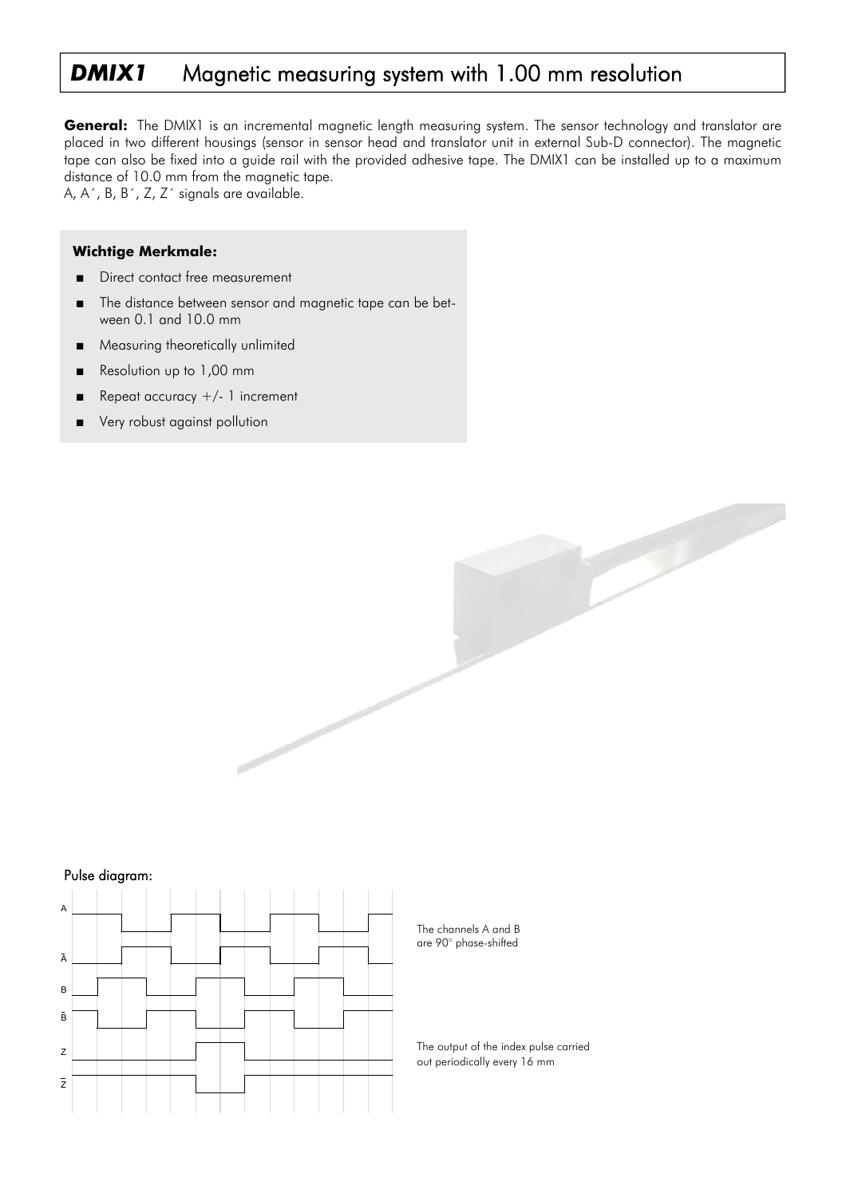# *DMIX1* Magnetic measuring system with 1.00 mm resolution

**General:** The DMIX1 is an incremental magnetic length measuring system. The sensor technology and translator are placed in two different housings (sensor in sensor head and translator unit in external Sub-D connector). The magnetic tape can also be fixed into a guide rail with the provided adhesive tape. The DMIX1 can be installed up to a maximum distance of 10.0 mm from the magnetic tape.
A, A´, B, B´, Z, Z´ signals are available.

**Wichtige Merkmale:**

- Direct contact free measurement
- The distance between sensor and magnetic tape can be between 0.1 and 10.0 mm
- Measuring theoretically unlimited
- Resolution up to 1,00 mm
- Repeat accuracy +/- 1 increment
- Very robust against pollution

Pulse diagram:

The channels A and B are 90° phase-shifted

The output of the index pulse carried out periodically every 16 mm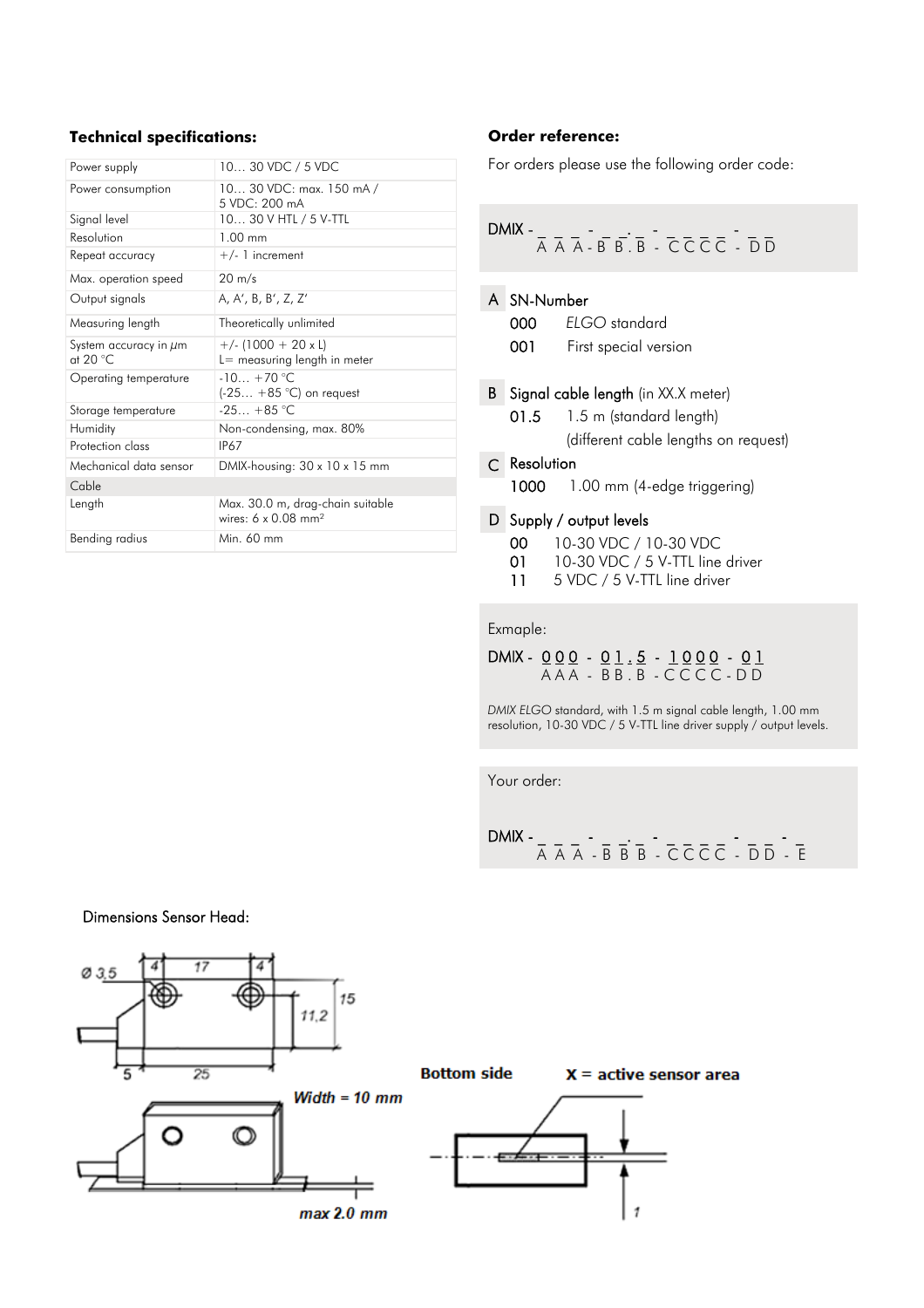## Technical specifications:

| | |
|---|---|
| Power supply | 10… 30 VDC / 5 VDC |
| Power consumption | 10… 30 VDC: max. 150 mA / 5 VDC: 200 mA |
| Signal level | 10… 30 V HTL / 5 V-TTL |
| Resolution | 1.00 mm |
| Repeat accuracy | +/- 1 increment |
| Max. operation speed | 20 m/s |
| Output signals | A, A', B, B', Z, Z' |
| Measuring length | Theoretically unlimited |
| System accuracy in µm at 20 °C | +/- (1000 + 20 x L) L= measuring length in meter |
| Operating temperature | -10… +70 °C (-25… +85 °C) on request |
| Storage temperature | -25… +85 °C |
| Humidity | Non-condensing, max. 80% |
| Protection class | IP67 |
| Mechanical data sensor | DMIX-housing: 30 x 10 x 15 mm |
| Cable | |
| Length | Max. 30.0 m, drag-chain suitable wires: 6 x 0.08 mm² |
| Bending radius | Min. 60 mm |

## Order reference:

For orders please use the following order code:

DMIX - _ _ _ - _ _ . _ - _ _ _ _ - _ _
A A A - B B . B - C C C C - D D

**A** SN-Number

- 000 *ELGO standard*
- 001 First special version

**B** Signal cable length (in XX.X meter)

- 01.5 1.5 m (standard length)
  (different cable lengths on request)

**C** Resolution

- 1000 1.00 mm (4-edge triggering)

**D** Supply / output levels

- 00 10-30 VDC / 10-30 VDC
- 01 10-30 VDC / 5 V-TTL line driver
- 11 5 VDC / 5 V-TTL line driver

Exmaple:

DMIX - 0 0 0 - 0 1 . 5 - 1 0 0 0 - 0 1
A A A - B B . B - C C C C - D D

*DMIX ELGO* standard, with 1.5 m signal cable length, 1.00 mm resolution, 10-30 VDC / 5 V-TTL line driver supply / output levels.

Your order:

DMIX - _ _ _ - _ _ . _ - _ _ _ _ - _ _ - _
A A A - B B B - C C C C - D D - E

Dimensions Sensor Head:

Ø 3,5 | 4 | 17 | 4 | 15 | 11,2 | 5 | 25

Width = 10 mm

max 2.0 mm

**Bottom side** **X = active sensor area**

1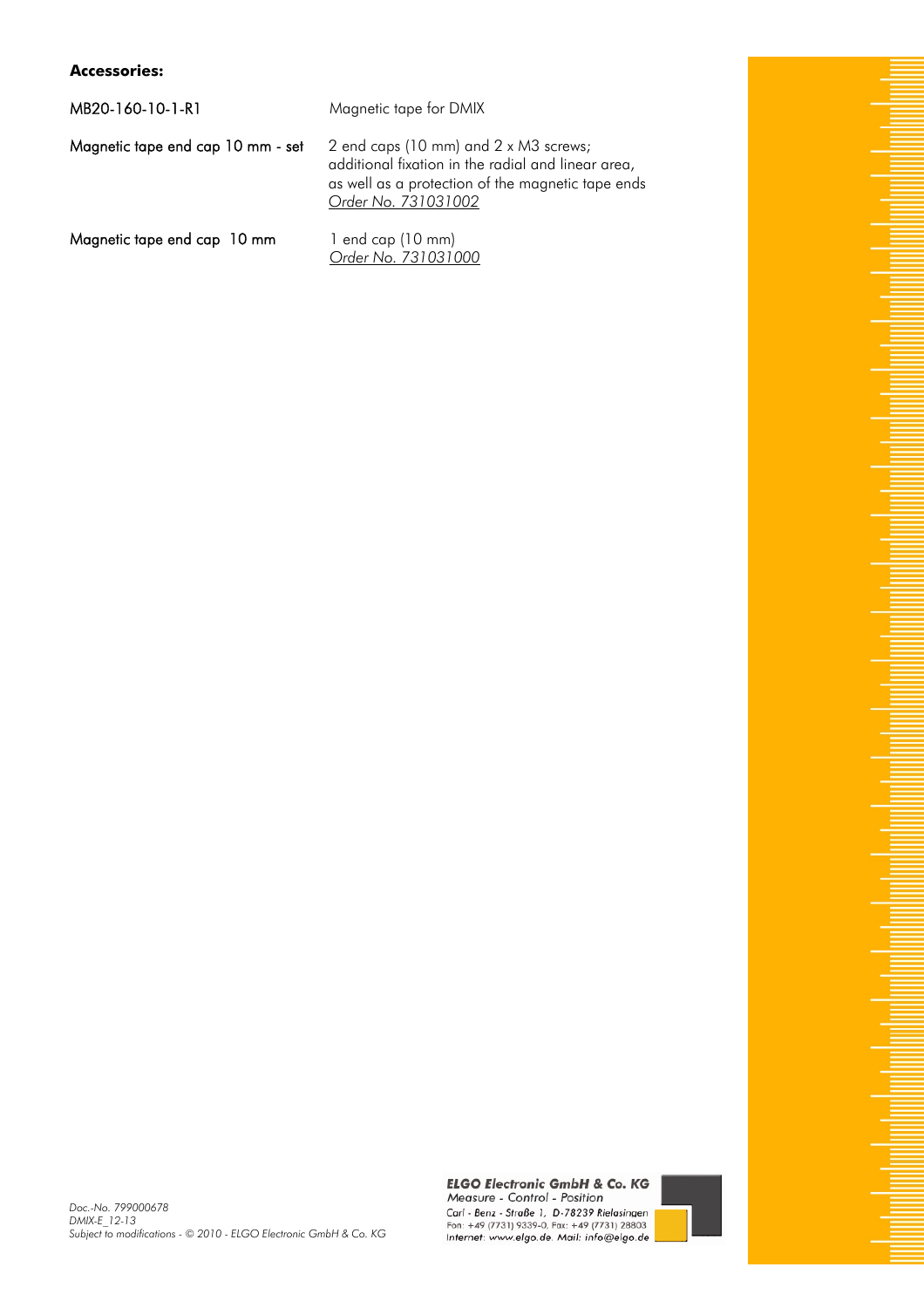**Accessories:**

| | |
|---|---|
| MB20-160-10-1-R1 | Magnetic tape for DMIX |
| Magnetic tape end cap 10 mm - set | 2 end caps (10 mm) and 2 x M3 screws; additional fixation in the radial and linear area, as well as a protection of the magnetic tape ends *Order No. 731031002* |
| Magnetic tape end cap 10 mm | 1 end cap (10 mm) *Order No. 731031000* |

*Doc.-No. 799000678*
*DMIX-E_12-13*
*Subject to modifications - © 2010 - ELGO Electronic GmbH & Co. KG*

**ELGO Electronic GmbH & Co. KG**
*Measure - Control - Position*
Carl - Benz - Straße 1, D-78239 Rielasingen
Fon: +49 (7731) 9339-0, Fax: +49 (7731) 28803
Internet: www.elgo.de, Mail: info@elgo.de